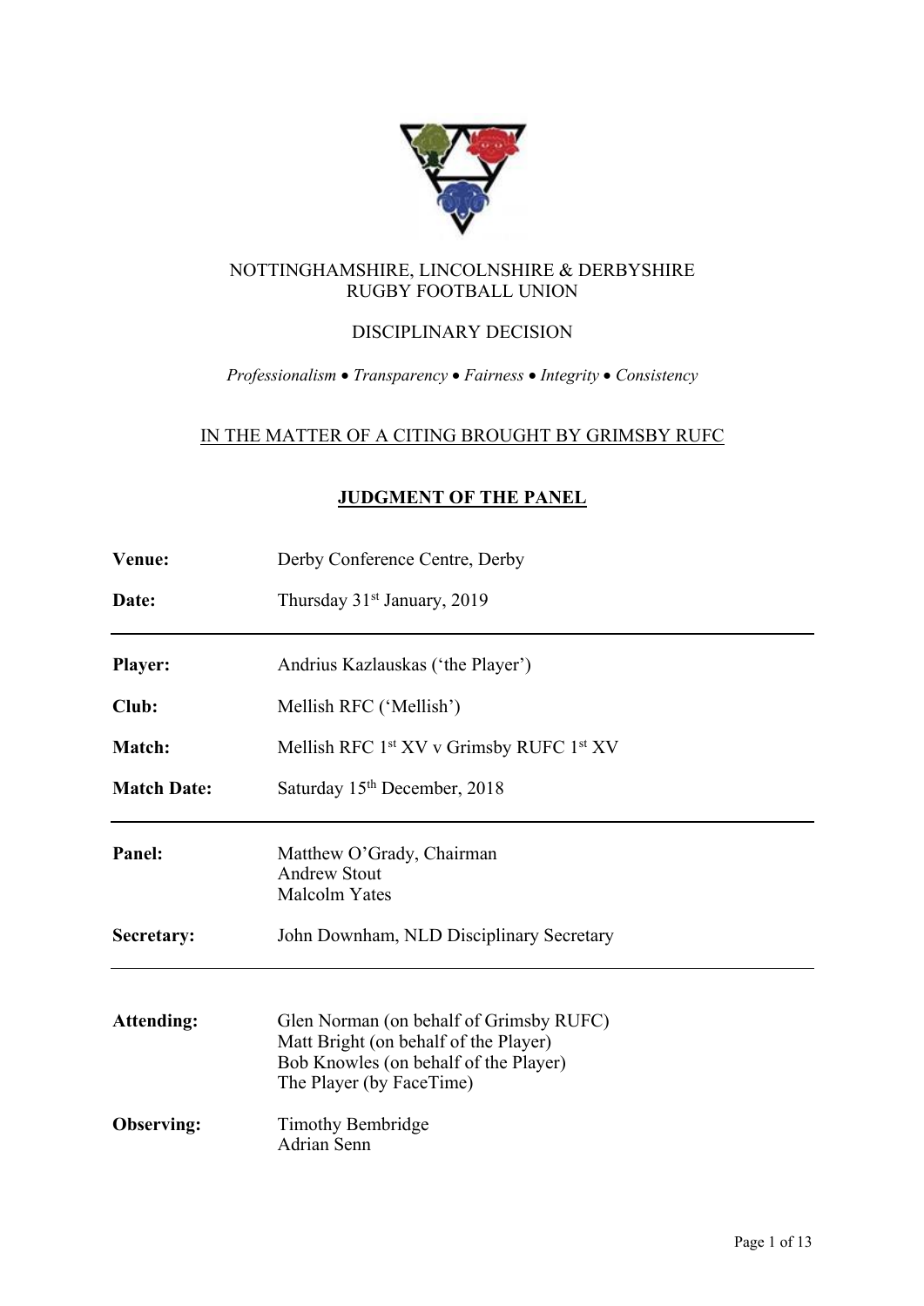NOTTINGHAMSHIRE, LINCOLNSHIRE & DERBYSHIRE
RUGBY FOOTBALL UNION

DISCIPLINARY DECISION

*Professionalism • Transparency • Fairness • Integrity • Consistency*

IN THE MATTER OF A CITING BROUGHT BY GRIMSBY RUFC

## JUDGMENT OF THE PANEL

| | |
|---|---|
| **Venue:** | Derby Conference Centre, Derby |
| **Date:** | Thursday 31st January, 2019 |

| | |
|---|---|
| **Player:** | Andrius Kazlauskas ('the Player') |
| **Club:** | Mellish RFC ('Mellish') |
| **Match:** | Mellish RFC 1st XV v Grimsby RUFC 1st XV |
| **Match Date:** | Saturday 15th December, 2018 |

| | |
|---|---|
| **Panel:** | Matthew O'Grady, Chairman<br>Andrew Stout<br>Malcolm Yates |
| **Secretary:** | John Downham, NLD Disciplinary Secretary |

| | |
|---|---|
| **Attending:** | Glen Norman (on behalf of Grimsby RUFC)<br>Matt Bright (on behalf of the Player)<br>Bob Knowles (on behalf of the Player)<br>The Player (by FaceTime) |
| **Observing:** | Timothy Bembridge<br>Adrian Senn |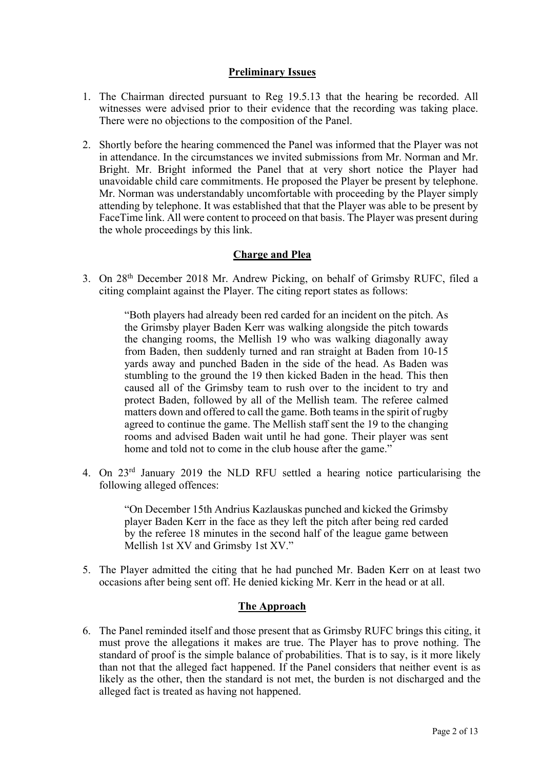## Preliminary Issues

1. The Chairman directed pursuant to Reg 19.5.13 that the hearing be recorded. All witnesses were advised prior to their evidence that the recording was taking place. There were no objections to the composition of the Panel.

2. Shortly before the hearing commenced the Panel was informed that the Player was not in attendance. In the circumstances we invited submissions from Mr. Norman and Mr. Bright. Mr. Bright informed the Panel that at very short notice the Player had unavoidable child care commitments. He proposed the Player be present by telephone. Mr. Norman was understandably uncomfortable with proceeding by the Player simply attending by telephone. It was established that that the Player was able to be present by FaceTime link. All were content to proceed on that basis. The Player was present during the whole proceedings by this link.

## Charge and Plea

3. On 28th December 2018 Mr. Andrew Picking, on behalf of Grimsby RUFC, filed a citing complaint against the Player. The citing report states as follows:

   > "Both players had already been red carded for an incident on the pitch. As the Grimsby player Baden Kerr was walking alongside the pitch towards the changing rooms, the Mellish 19 who was walking diagonally away from Baden, then suddenly turned and ran straight at Baden from 10-15 yards away and punched Baden in the side of the head. As Baden was stumbling to the ground the 19 then kicked Baden in the head. This then caused all of the Grimsby team to rush over to the incident to try and protect Baden, followed by all of the Mellish team. The referee calmed matters down and offered to call the game. Both teams in the spirit of rugby agreed to continue the game. The Mellish staff sent the 19 to the changing rooms and advised Baden wait until he had gone. Their player was sent home and told not to come in the club house after the game."

4. On 23rd January 2019 the NLD RFU settled a hearing notice particularising the following alleged offences:

   > "On December 15th Andrius Kazlauskas punched and kicked the Grimsby player Baden Kerr in the face as they left the pitch after being red carded by the referee 18 minutes in the second half of the league game between Mellish 1st XV and Grimsby 1st XV."

5. The Player admitted the citing that he had punched Mr. Baden Kerr on at least two occasions after being sent off. He denied kicking Mr. Kerr in the head or at all.

## The Approach

6. The Panel reminded itself and those present that as Grimsby RUFC brings this citing, it must prove the allegations it makes are true. The Player has to prove nothing. The standard of proof is the simple balance of probabilities. That is to say, is it more likely than not that the alleged fact happened. If the Panel considers that neither event is as likely as the other, then the standard is not met, the burden is not discharged and the alleged fact is treated as having not happened.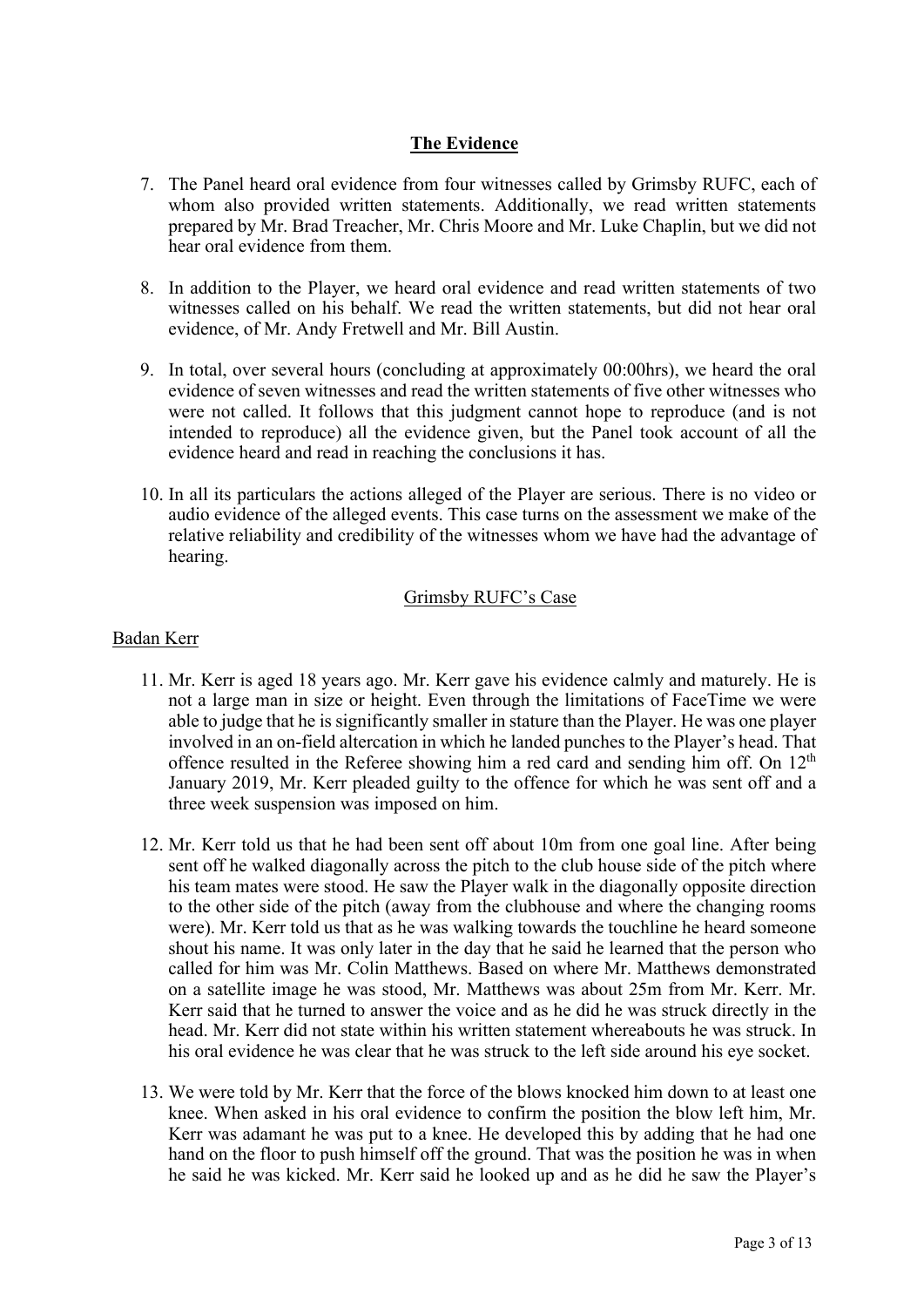## The Evidence

7. The Panel heard oral evidence from four witnesses called by Grimsby RUFC, each of whom also provided written statements. Additionally, we read written statements prepared by Mr. Brad Treacher, Mr. Chris Moore and Mr. Luke Chaplin, but we did not hear oral evidence from them.

8. In addition to the Player, we heard oral evidence and read written statements of two witnesses called on his behalf. We read the written statements, but did not hear oral evidence, of Mr. Andy Fretwell and Mr. Bill Austin.

9. In total, over several hours (concluding at approximately 00:00hrs), we heard the oral evidence of seven witnesses and read the written statements of five other witnesses who were not called. It follows that this judgment cannot hope to reproduce (and is not intended to reproduce) all the evidence given, but the Panel took account of all the evidence heard and read in reaching the conclusions it has.

10. In all its particulars the actions alleged of the Player are serious. There is no video or audio evidence of the alleged events. This case turns on the assessment we make of the relative reliability and credibility of the witnesses whom we have had the advantage of hearing.

### Grimsby RUFC's Case

#### Badan Kerr

11. Mr. Kerr is aged 18 years ago. Mr. Kerr gave his evidence calmly and maturely. He is not a large man in size or height. Even through the limitations of FaceTime we were able to judge that he is significantly smaller in stature than the Player. He was one player involved in an on-field altercation in which he landed punches to the Player's head. That offence resulted in the Referee showing him a red card and sending him off. On 12th January 2019, Mr. Kerr pleaded guilty to the offence for which he was sent off and a three week suspension was imposed on him.

12. Mr. Kerr told us that he had been sent off about 10m from one goal line. After being sent off he walked diagonally across the pitch to the club house side of the pitch where his team mates were stood. He saw the Player walk in the diagonally opposite direction to the other side of the pitch (away from the clubhouse and where the changing rooms were). Mr. Kerr told us that as he was walking towards the touchline he heard someone shout his name. It was only later in the day that he said he learned that the person who called for him was Mr. Colin Matthews. Based on where Mr. Matthews demonstrated on a satellite image he was stood, Mr. Matthews was about 25m from Mr. Kerr. Mr. Kerr said that he turned to answer the voice and as he did he was struck directly in the head. Mr. Kerr did not state within his written statement whereabouts he was struck. In his oral evidence he was clear that he was struck to the left side around his eye socket.

13. We were told by Mr. Kerr that the force of the blows knocked him down to at least one knee. When asked in his oral evidence to confirm the position the blow left him, Mr. Kerr was adamant he was put to a knee. He developed this by adding that he had one hand on the floor to push himself off the ground. That was the position he was in when he said he was kicked. Mr. Kerr said he looked up and as he did he saw the Player's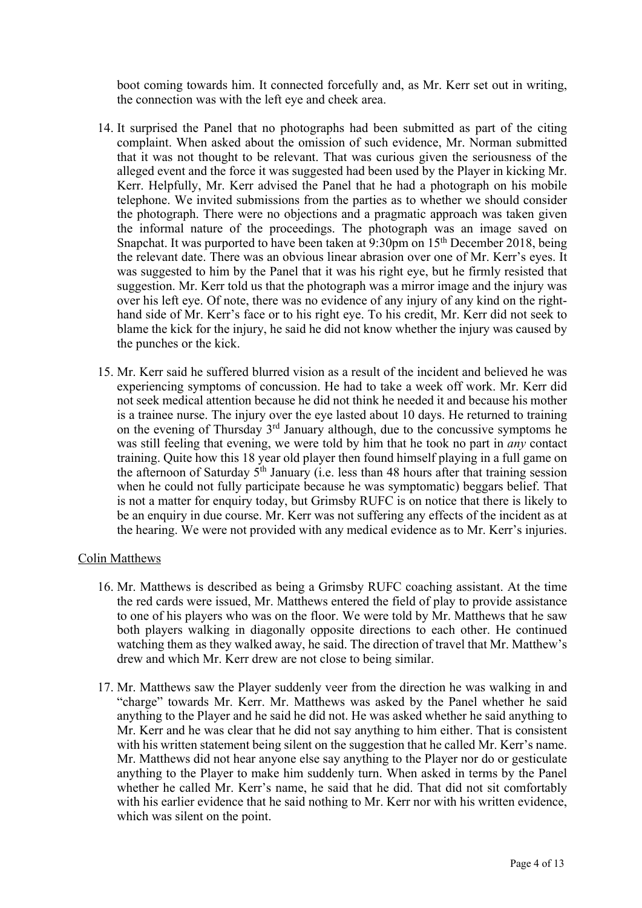boot coming towards him. It connected forcefully and, as Mr. Kerr set out in writing, the connection was with the left eye and cheek area.

14. It surprised the Panel that no photographs had been submitted as part of the citing complaint. When asked about the omission of such evidence, Mr. Norman submitted that it was not thought to be relevant. That was curious given the seriousness of the alleged event and the force it was suggested had been used by the Player in kicking Mr. Kerr. Helpfully, Mr. Kerr advised the Panel that he had a photograph on his mobile telephone. We invited submissions from the parties as to whether we should consider the photograph. There were no objections and a pragmatic approach was taken given the informal nature of the proceedings. The photograph was an image saved on Snapchat. It was purported to have been taken at 9:30pm on 15th December 2018, being the relevant date. There was an obvious linear abrasion over one of Mr. Kerr's eyes. It was suggested to him by the Panel that it was his right eye, but he firmly resisted that suggestion. Mr. Kerr told us that the photograph was a mirror image and the injury was over his left eye. Of note, there was no evidence of any injury of any kind on the right-hand side of Mr. Kerr's face or to his right eye. To his credit, Mr. Kerr did not seek to blame the kick for the injury, he said he did not know whether the injury was caused by the punches or the kick.

15. Mr. Kerr said he suffered blurred vision as a result of the incident and believed he was experiencing symptoms of concussion. He had to take a week off work. Mr. Kerr did not seek medical attention because he did not think he needed it and because his mother is a trainee nurse. The injury over the eye lasted about 10 days. He returned to training on the evening of Thursday 3rd January although, due to the concussive symptoms he was still feeling that evening, we were told by him that he took no part in *any* contact training. Quite how this 18 year old player then found himself playing in a full game on the afternoon of Saturday 5th January (i.e. less than 48 hours after that training session when he could not fully participate because he was symptomatic) beggars belief. That is not a matter for enquiry today, but Grimsby RUFC is on notice that there is likely to be an enquiry in due course. Mr. Kerr was not suffering any effects of the incident as at the hearing. We were not provided with any medical evidence as to Mr. Kerr's injuries.

<u>Colin Matthews</u>

16. Mr. Matthews is described as being a Grimsby RUFC coaching assistant. At the time the red cards were issued, Mr. Matthews entered the field of play to provide assistance to one of his players who was on the floor. We were told by Mr. Matthews that he saw both players walking in diagonally opposite directions to each other. He continued watching them as they walked away, he said. The direction of travel that Mr. Matthew's drew and which Mr. Kerr drew are not close to being similar.

17. Mr. Matthews saw the Player suddenly veer from the direction he was walking in and "charge" towards Mr. Kerr. Mr. Matthews was asked by the Panel whether he said anything to the Player and he said he did not. He was asked whether he said anything to Mr. Kerr and he was clear that he did not say anything to him either. That is consistent with his written statement being silent on the suggestion that he called Mr. Kerr's name. Mr. Matthews did not hear anyone else say anything to the Player nor do or gesticulate anything to the Player to make him suddenly turn. When asked in terms by the Panel whether he called Mr. Kerr's name, he said that he did. That did not sit comfortably with his earlier evidence that he said nothing to Mr. Kerr nor with his written evidence, which was silent on the point.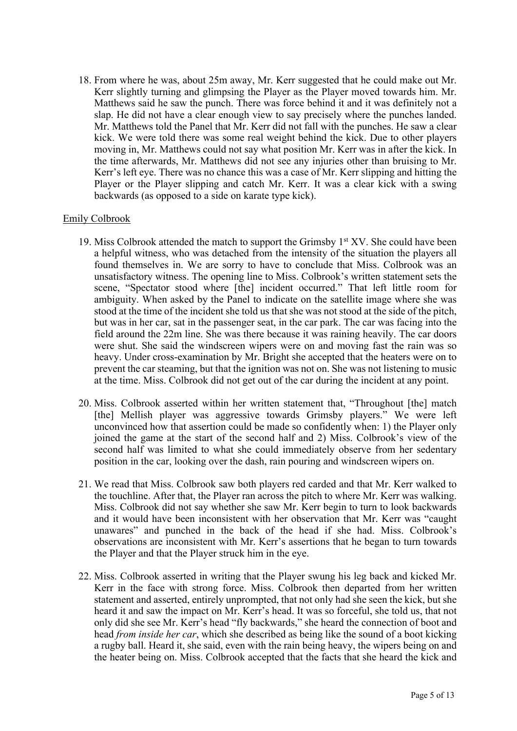18. From where he was, about 25m away, Mr. Kerr suggested that he could make out Mr. Kerr slightly turning and glimpsing the Player as the Player moved towards him. Mr. Matthews said he saw the punch. There was force behind it and it was definitely not a slap. He did not have a clear enough view to say precisely where the punches landed. Mr. Matthews told the Panel that Mr. Kerr did not fall with the punches. He saw a clear kick. We were told there was some real weight behind the kick. Due to other players moving in, Mr. Matthews could not say what position Mr. Kerr was in after the kick. In the time afterwards, Mr. Matthews did not see any injuries other than bruising to Mr. Kerr's left eye. There was no chance this was a case of Mr. Kerr slipping and hitting the Player or the Player slipping and catch Mr. Kerr. It was a clear kick with a swing backwards (as opposed to a side on karate type kick).

Emily Colbrook

19. Miss Colbrook attended the match to support the Grimsby 1st XV. She could have been a helpful witness, who was detached from the intensity of the situation the players all found themselves in. We are sorry to have to conclude that Miss. Colbrook was an unsatisfactory witness. The opening line to Miss. Colbrook's written statement sets the scene, "Spectator stood where [the] incident occurred." That left little room for ambiguity. When asked by the Panel to indicate on the satellite image where she was stood at the time of the incident she told us that she was not stood at the side of the pitch, but was in her car, sat in the passenger seat, in the car park. The car was facing into the field around the 22m line. She was there because it was raining heavily. The car doors were shut. She said the windscreen wipers were on and moving fast the rain was so heavy. Under cross-examination by Mr. Bright she accepted that the heaters were on to prevent the car steaming, but that the ignition was not on. She was not listening to music at the time. Miss. Colbrook did not get out of the car during the incident at any point.

20. Miss. Colbrook asserted within her written statement that, "Throughout [the] match [the] Mellish player was aggressive towards Grimsby players." We were left unconvinced how that assertion could be made so confidently when: 1) the Player only joined the game at the start of the second half and 2) Miss. Colbrook's view of the second half was limited to what she could immediately observe from her sedentary position in the car, looking over the dash, rain pouring and windscreen wipers on.

21. We read that Miss. Colbrook saw both players red carded and that Mr. Kerr walked to the touchline. After that, the Player ran across the pitch to where Mr. Kerr was walking. Miss. Colbrook did not say whether she saw Mr. Kerr begin to turn to look backwards and it would have been inconsistent with her observation that Mr. Kerr was "caught unawares" and punched in the back of the head if she had. Miss. Colbrook's observations are inconsistent with Mr. Kerr's assertions that he began to turn towards the Player and that the Player struck him in the eye.

22. Miss. Colbrook asserted in writing that the Player swung his leg back and kicked Mr. Kerr in the face with strong force. Miss. Colbrook then departed from her written statement and asserted, entirely unprompted, that not only had she seen the kick, but she heard it and saw the impact on Mr. Kerr's head. It was so forceful, she told us, that not only did she see Mr. Kerr's head "fly backwards," she heard the connection of boot and head *from inside her car*, which she described as being like the sound of a boot kicking a rugby ball. Heard it, she said, even with the rain being heavy, the wipers being on and the heater being on. Miss. Colbrook accepted that the facts that she heard the kick and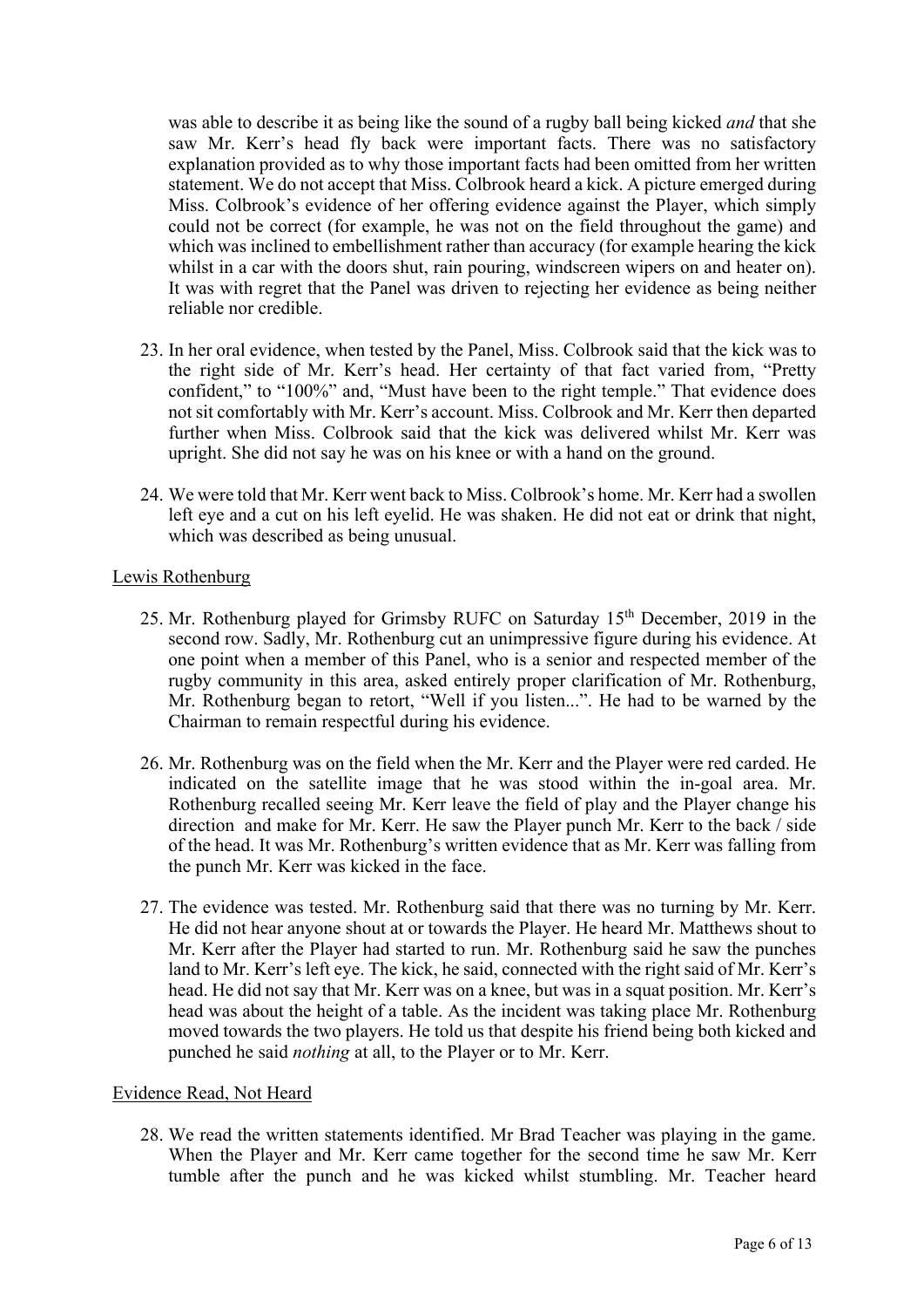was able to describe it as being like the sound of a rugby ball being kicked *and* that she saw Mr. Kerr's head fly back were important facts. There was no satisfactory explanation provided as to why those important facts had been omitted from her written statement. We do not accept that Miss. Colbrook heard a kick. A picture emerged during Miss. Colbrook's evidence of her offering evidence against the Player, which simply could not be correct (for example, he was not on the field throughout the game) and which was inclined to embellishment rather than accuracy (for example hearing the kick whilst in a car with the doors shut, rain pouring, windscreen wipers on and heater on). It was with regret that the Panel was driven to rejecting her evidence as being neither reliable nor credible.

23. In her oral evidence, when tested by the Panel, Miss. Colbrook said that the kick was to the right side of Mr. Kerr's head. Her certainty of that fact varied from, "Pretty confident," to "100%" and, "Must have been to the right temple." That evidence does not sit comfortably with Mr. Kerr's account. Miss. Colbrook and Mr. Kerr then departed further when Miss. Colbrook said that the kick was delivered whilst Mr. Kerr was upright. She did not say he was on his knee or with a hand on the ground.

24. We were told that Mr. Kerr went back to Miss. Colbrook's home. Mr. Kerr had a swollen left eye and a cut on his left eyelid. He was shaken. He did not eat or drink that night, which was described as being unusual.

<u>Lewis Rothenburg</u>

25. Mr. Rothenburg played for Grimsby RUFC on Saturday 15th December, 2019 in the second row. Sadly, Mr. Rothenburg cut an unimpressive figure during his evidence. At one point when a member of this Panel, who is a senior and respected member of the rugby community in this area, asked entirely proper clarification of Mr. Rothenburg, Mr. Rothenburg began to retort, "Well if you listen...". He had to be warned by the Chairman to remain respectful during his evidence.

26. Mr. Rothenburg was on the field when the Mr. Kerr and the Player were red carded. He indicated on the satellite image that he was stood within the in-goal area. Mr. Rothenburg recalled seeing Mr. Kerr leave the field of play and the Player change his direction and make for Mr. Kerr. He saw the Player punch Mr. Kerr to the back / side of the head. It was Mr. Rothenburg's written evidence that as Mr. Kerr was falling from the punch Mr. Kerr was kicked in the face.

27. The evidence was tested. Mr. Rothenburg said that there was no turning by Mr. Kerr. He did not hear anyone shout at or towards the Player. He heard Mr. Matthews shout to Mr. Kerr after the Player had started to run. Mr. Rothenburg said he saw the punches land to Mr. Kerr's left eye. The kick, he said, connected with the right said of Mr. Kerr's head. He did not say that Mr. Kerr was on a knee, but was in a squat position. Mr. Kerr's head was about the height of a table. As the incident was taking place Mr. Rothenburg moved towards the two players. He told us that despite his friend being both kicked and punched he said *nothing* at all, to the Player or to Mr. Kerr.

<u>Evidence Read, Not Heard</u>

28. We read the written statements identified. Mr Brad Teacher was playing in the game. When the Player and Mr. Kerr came together for the second time he saw Mr. Kerr tumble after the punch and he was kicked whilst stumbling. Mr. Teacher heard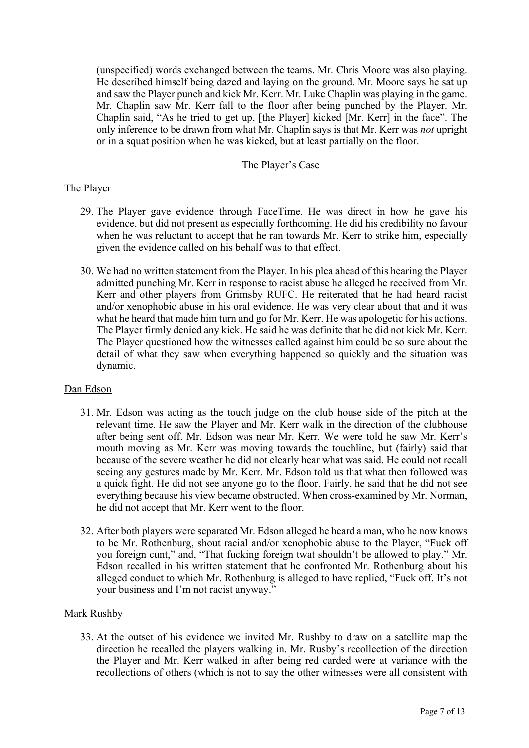(unspecified) words exchanged between the teams. Mr. Chris Moore was also playing. He described himself being dazed and laying on the ground. Mr. Moore says he sat up and saw the Player punch and kick Mr. Kerr. Mr. Luke Chaplin was playing in the game. Mr. Chaplin saw Mr. Kerr fall to the floor after being punched by the Player. Mr. Chaplin said, "As he tried to get up, [the Player] kicked [Mr. Kerr] in the face". The only inference to be drawn from what Mr. Chaplin says is that Mr. Kerr was *not* upright or in a squat position when he was kicked, but at least partially on the floor.

## The Player's Case

### The Player

29. The Player gave evidence through FaceTime. He was direct in how he gave his evidence, but did not present as especially forthcoming. He did his credibility no favour when he was reluctant to accept that he ran towards Mr. Kerr to strike him, especially given the evidence called on his behalf was to that effect.

30. We had no written statement from the Player. In his plea ahead of this hearing the Player admitted punching Mr. Kerr in response to racist abuse he alleged he received from Mr. Kerr and other players from Grimsby RUFC. He reiterated that he had heard racist and/or xenophobic abuse in his oral evidence. He was very clear about that and it was what he heard that made him turn and go for Mr. Kerr. He was apologetic for his actions. The Player firmly denied any kick. He said he was definite that he did not kick Mr. Kerr. The Player questioned how the witnesses called against him could be so sure about the detail of what they saw when everything happened so quickly and the situation was dynamic.

### Dan Edson

31. Mr. Edson was acting as the touch judge on the club house side of the pitch at the relevant time. He saw the Player and Mr. Kerr walk in the direction of the clubhouse after being sent off. Mr. Edson was near Mr. Kerr. We were told he saw Mr. Kerr's mouth moving as Mr. Kerr was moving towards the touchline, but (fairly) said that because of the severe weather he did not clearly hear what was said. He could not recall seeing any gestures made by Mr. Kerr. Mr. Edson told us that what then followed was a quick fight. He did not see anyone go to the floor. Fairly, he said that he did not see everything because his view became obstructed. When cross-examined by Mr. Norman, he did not accept that Mr. Kerr went to the floor.

32. After both players were separated Mr. Edson alleged he heard a man, who he now knows to be Mr. Rothenburg, shout racial and/or xenophobic abuse to the Player, "Fuck off you foreign cunt," and, "That fucking foreign twat shouldn't be allowed to play." Mr. Edson recalled in his written statement that he confronted Mr. Rothenburg about his alleged conduct to which Mr. Rothenburg is alleged to have replied, "Fuck off. It's not your business and I'm not racist anyway."

### Mark Rushby

33. At the outset of his evidence we invited Mr. Rushby to draw on a satellite map the direction he recalled the players walking in. Mr. Rusby's recollection of the direction the Player and Mr. Kerr walked in after being red carded were at variance with the recollections of others (which is not to say the other witnesses were all consistent with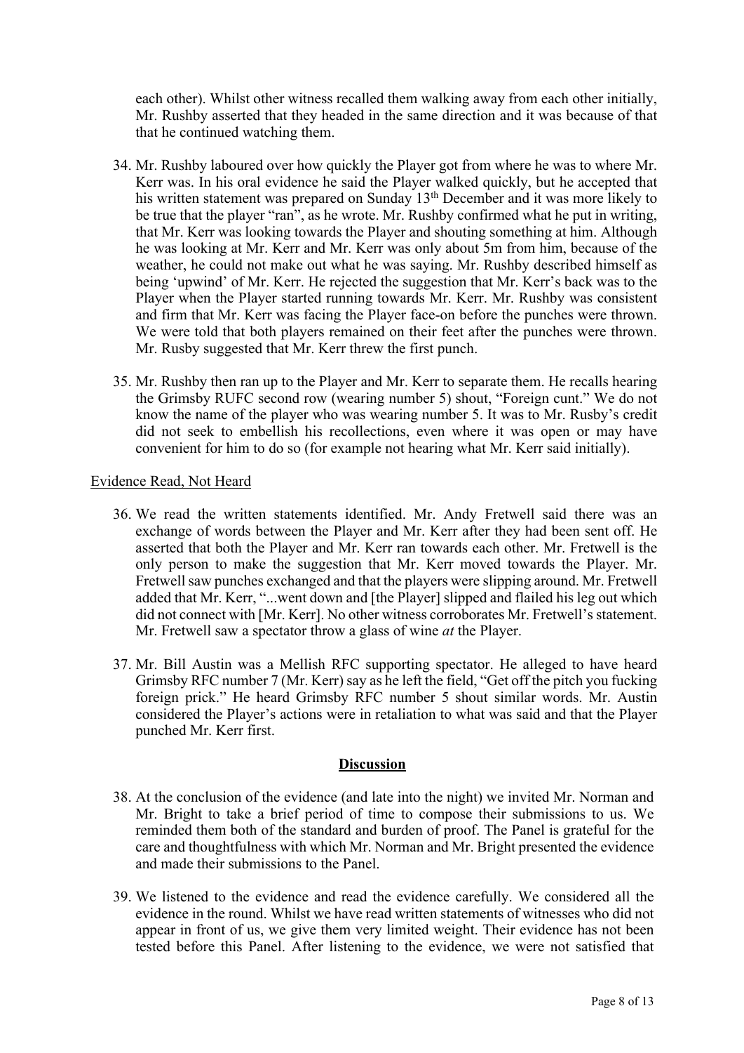each other). Whilst other witness recalled them walking away from each other initially, Mr. Rushby asserted that they headed in the same direction and it was because of that that he continued watching them.

34. Mr. Rushby laboured over how quickly the Player got from where he was to where Mr. Kerr was. In his oral evidence he said the Player walked quickly, but he accepted that his written statement was prepared on Sunday 13th December and it was more likely to be true that the player "ran", as he wrote. Mr. Rushby confirmed what he put in writing, that Mr. Kerr was looking towards the Player and shouting something at him. Although he was looking at Mr. Kerr and Mr. Kerr was only about 5m from him, because of the weather, he could not make out what he was saying. Mr. Rushby described himself as being 'upwind' of Mr. Kerr. He rejected the suggestion that Mr. Kerr's back was to the Player when the Player started running towards Mr. Kerr. Mr. Rushby was consistent and firm that Mr. Kerr was facing the Player face-on before the punches were thrown. We were told that both players remained on their feet after the punches were thrown. Mr. Rusby suggested that Mr. Kerr threw the first punch.

35. Mr. Rushby then ran up to the Player and Mr. Kerr to separate them. He recalls hearing the Grimsby RUFC second row (wearing number 5) shout, "Foreign cunt." We do not know the name of the player who was wearing number 5. It was to Mr. Rusby's credit did not seek to embellish his recollections, even where it was open or may have convenient for him to do so (for example not hearing what Mr. Kerr said initially).

Evidence Read, Not Heard

36. We read the written statements identified. Mr. Andy Fretwell said there was an exchange of words between the Player and Mr. Kerr after they had been sent off. He asserted that both the Player and Mr. Kerr ran towards each other. Mr. Fretwell is the only person to make the suggestion that Mr. Kerr moved towards the Player. Mr. Fretwell saw punches exchanged and that the players were slipping around. Mr. Fretwell added that Mr. Kerr, "...went down and [the Player] slipped and flailed his leg out which did not connect with [Mr. Kerr]. No other witness corroborates Mr. Fretwell's statement. Mr. Fretwell saw a spectator throw a glass of wine *at* the Player.

37. Mr. Bill Austin was a Mellish RFC supporting spectator. He alleged to have heard Grimsby RFC number 7 (Mr. Kerr) say as he left the field, "Get off the pitch you fucking foreign prick." He heard Grimsby RFC number 5 shout similar words. Mr. Austin considered the Player's actions were in retaliation to what was said and that the Player punched Mr. Kerr first.

## Discussion

38. At the conclusion of the evidence (and late into the night) we invited Mr. Norman and Mr. Bright to take a brief period of time to compose their submissions to us. We reminded them both of the standard and burden of proof. The Panel is grateful for the care and thoughtfulness with which Mr. Norman and Mr. Bright presented the evidence and made their submissions to the Panel.

39. We listened to the evidence and read the evidence carefully. We considered all the evidence in the round. Whilst we have read written statements of witnesses who did not appear in front of us, we give them very limited weight. Their evidence has not been tested before this Panel. After listening to the evidence, we were not satisfied that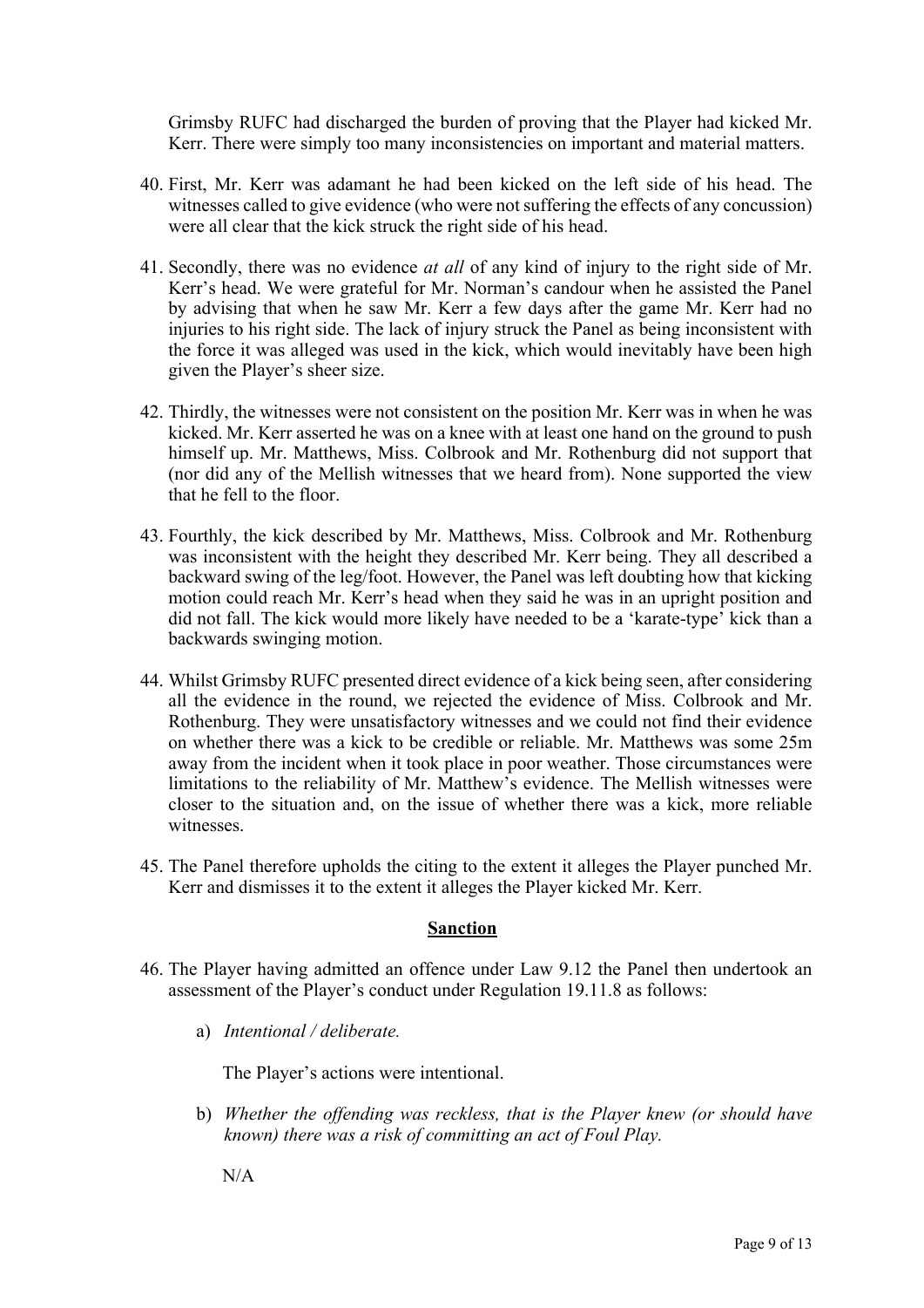Grimsby RUFC had discharged the burden of proving that the Player had kicked Mr. Kerr. There were simply too many inconsistencies on important and material matters.

40. First, Mr. Kerr was adamant he had been kicked on the left side of his head. The witnesses called to give evidence (who were not suffering the effects of any concussion) were all clear that the kick struck the right side of his head.

41. Secondly, there was no evidence *at all* of any kind of injury to the right side of Mr. Kerr's head. We were grateful for Mr. Norman's candour when he assisted the Panel by advising that when he saw Mr. Kerr a few days after the game Mr. Kerr had no injuries to his right side. The lack of injury struck the Panel as being inconsistent with the force it was alleged was used in the kick, which would inevitably have been high given the Player's sheer size.

42. Thirdly, the witnesses were not consistent on the position Mr. Kerr was in when he was kicked. Mr. Kerr asserted he was on a knee with at least one hand on the ground to push himself up. Mr. Matthews, Miss. Colbrook and Mr. Rothenburg did not support that (nor did any of the Mellish witnesses that we heard from). None supported the view that he fell to the floor.

43. Fourthly, the kick described by Mr. Matthews, Miss. Colbrook and Mr. Rothenburg was inconsistent with the height they described Mr. Kerr being. They all described a backward swing of the leg/foot. However, the Panel was left doubting how that kicking motion could reach Mr. Kerr's head when they said he was in an upright position and did not fall. The kick would more likely have needed to be a 'karate-type' kick than a backwards swinging motion.

44. Whilst Grimsby RUFC presented direct evidence of a kick being seen, after considering all the evidence in the round, we rejected the evidence of Miss. Colbrook and Mr. Rothenburg. They were unsatisfactory witnesses and we could not find their evidence on whether there was a kick to be credible or reliable. Mr. Matthews was some 25m away from the incident when it took place in poor weather. Those circumstances were limitations to the reliability of Mr. Matthew's evidence. The Mellish witnesses were closer to the situation and, on the issue of whether there was a kick, more reliable witnesses.

45. The Panel therefore upholds the citing to the extent it alleges the Player punched Mr. Kerr and dismisses it to the extent it alleges the Player kicked Mr. Kerr.

## Sanction

46. The Player having admitted an offence under Law 9.12 the Panel then undertook an assessment of the Player's conduct under Regulation 19.11.8 as follows:

    a) *Intentional / deliberate.*

       The Player's actions were intentional.

    b) *Whether the offending was reckless, that is the Player knew (or should have known) there was a risk of committing an act of Foul Play.*

       N/A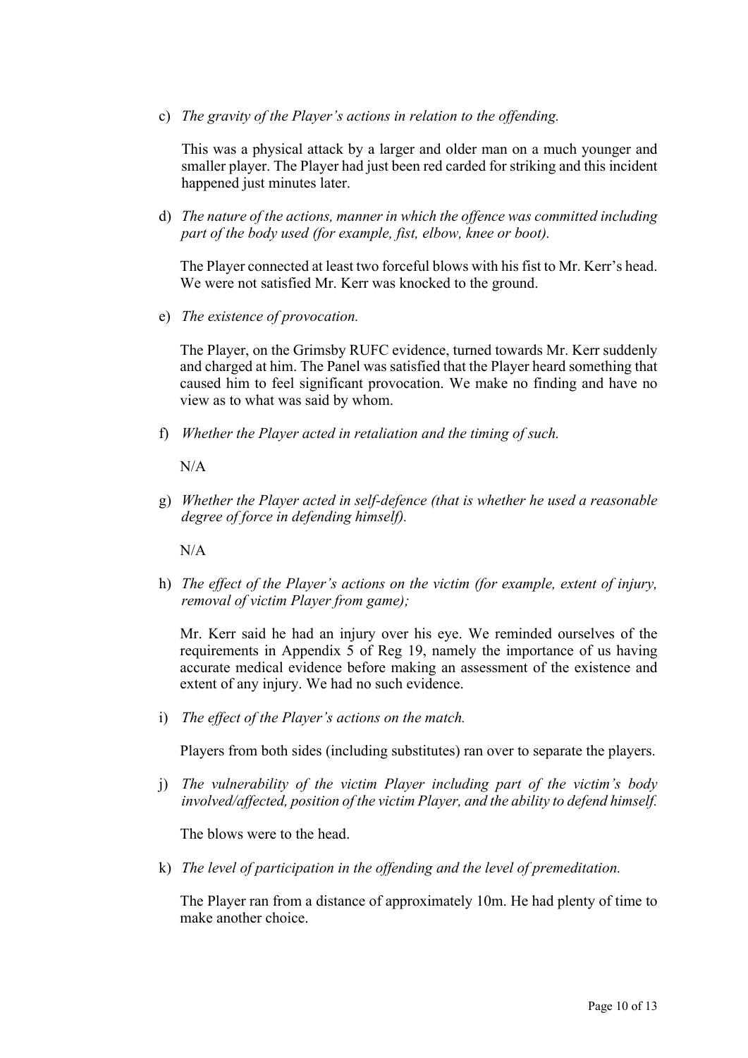c) *The gravity of the Player's actions in relation to the offending.*

   This was a physical attack by a larger and older man on a much younger and smaller player. The Player had just been red carded for striking and this incident happened just minutes later.

d) *The nature of the actions, manner in which the offence was committed including part of the body used (for example, fist, elbow, knee or boot).*

   The Player connected at least two forceful blows with his fist to Mr. Kerr's head. We were not satisfied Mr. Kerr was knocked to the ground.

e) *The existence of provocation.*

   The Player, on the Grimsby RUFC evidence, turned towards Mr. Kerr suddenly and charged at him. The Panel was satisfied that the Player heard something that caused him to feel significant provocation. We make no finding and have no view as to what was said by whom.

f) *Whether the Player acted in retaliation and the timing of such.*

   N/A

g) *Whether the Player acted in self-defence (that is whether he used a reasonable degree of force in defending himself).*

   N/A

h) *The effect of the Player's actions on the victim (for example, extent of injury, removal of victim Player from game);*

   Mr. Kerr said he had an injury over his eye. We reminded ourselves of the requirements in Appendix 5 of Reg 19, namely the importance of us having accurate medical evidence before making an assessment of the existence and extent of any injury. We had no such evidence.

i) *The effect of the Player's actions on the match.*

   Players from both sides (including substitutes) ran over to separate the players.

j) *The vulnerability of the victim Player including part of the victim's body involved/affected, position of the victim Player, and the ability to defend himself.*

   The blows were to the head.

k) *The level of participation in the offending and the level of premeditation.*

   The Player ran from a distance of approximately 10m. He had plenty of time to make another choice.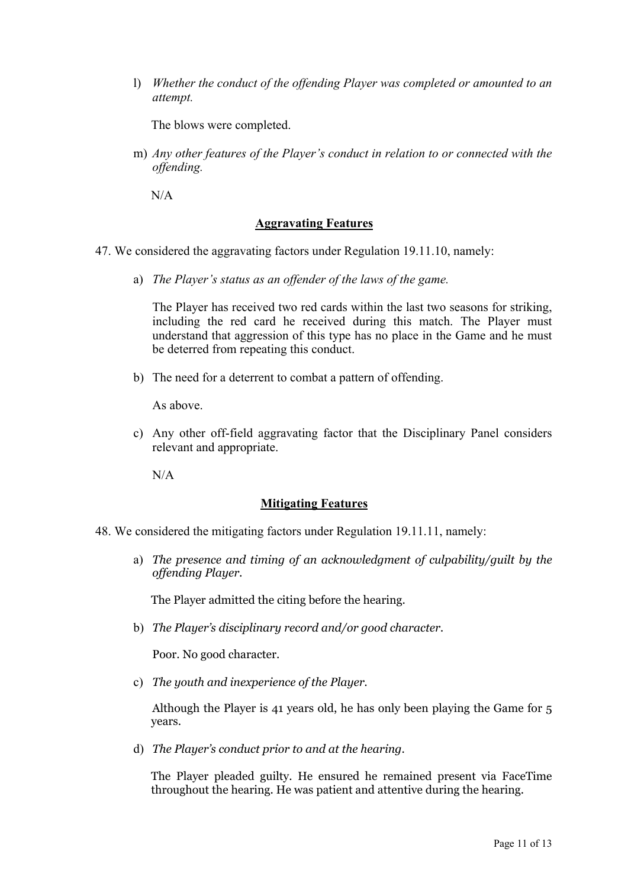l) *Whether the conduct of the offending Player was completed or amounted to an attempt.*

   The blows were completed.

m) *Any other features of the Player's conduct in relation to or connected with the offending.*

   N/A

**Aggravating Features**

47. We considered the aggravating factors under Regulation 19.11.10, namely:

   a) *The Player's status as an offender of the laws of the game.*

      The Player has received two red cards within the last two seasons for striking, including the red card he received during this match. The Player must understand that aggression of this type has no place in the Game and he must be deterred from repeating this conduct.

   b) The need for a deterrent to combat a pattern of offending.

      As above.

   c) Any other off-field aggravating factor that the Disciplinary Panel considers relevant and appropriate.

      N/A

**Mitigating Features**

48. We considered the mitigating factors under Regulation 19.11.11, namely:

   a) *The presence and timing of an acknowledgment of culpability/guilt by the offending Player.*

      The Player admitted the citing before the hearing.

   b) *The Player's disciplinary record and/or good character.*

      Poor. No good character.

   c) *The youth and inexperience of the Player.*

      Although the Player is 41 years old, he has only been playing the Game for 5 years.

   d) *The Player's conduct prior to and at the hearing.*

      The Player pleaded guilty. He ensured he remained present via FaceTime throughout the hearing. He was patient and attentive during the hearing.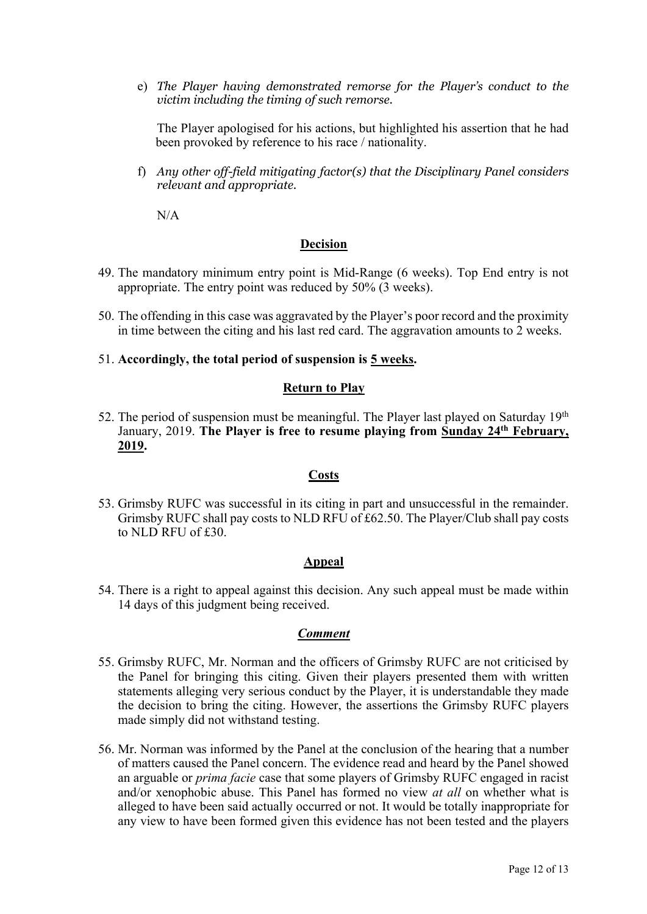e) *The Player having demonstrated remorse for the Player's conduct to the victim including the timing of such remorse.*

The Player apologised for his actions, but highlighted his assertion that he had been provoked by reference to his race / nationality.

f) *Any other off-field mitigating factor(s) that the Disciplinary Panel considers relevant and appropriate.*

N/A

## Decision

49. The mandatory minimum entry point is Mid-Range (6 weeks). Top End entry is not appropriate. The entry point was reduced by 50% (3 weeks).

50. The offending in this case was aggravated by the Player's poor record and the proximity in time between the citing and his last red card. The aggravation amounts to 2 weeks.

51. **Accordingly, the total period of suspension is <u>5 weeks</u>.**

## Return to Play

52. The period of suspension must be meaningful. The Player last played on Saturday 19th January, 2019. **The Player is free to resume playing from <u>Sunday 24th February, 2019</u>.**

## Costs

53. Grimsby RUFC was successful in its citing in part and unsuccessful in the remainder. Grimsby RUFC shall pay costs to NLD RFU of £62.50. The Player/Club shall pay costs to NLD RFU of £30.

## Appeal

54. There is a right to appeal against this decision. Any such appeal must be made within 14 days of this judgment being received.

## *Comment*

55. Grimsby RUFC, Mr. Norman and the officers of Grimsby RUFC are not criticised by the Panel for bringing this citing. Given their players presented them with written statements alleging very serious conduct by the Player, it is understandable they made the decision to bring the citing. However, the assertions the Grimsby RUFC players made simply did not withstand testing.

56. Mr. Norman was informed by the Panel at the conclusion of the hearing that a number of matters caused the Panel concern. The evidence read and heard by the Panel showed an arguable or *prima facie* case that some players of Grimsby RUFC engaged in racist and/or xenophobic abuse. This Panel has formed no view *at all* on whether what is alleged to have been said actually occurred or not. It would be totally inappropriate for any view to have been formed given this evidence has not been tested and the players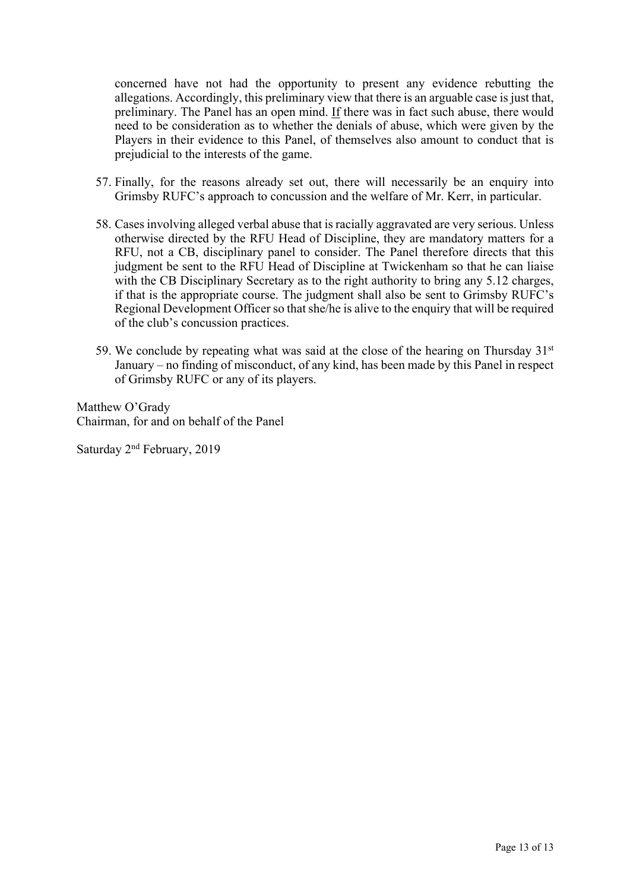concerned have not had the opportunity to present any evidence rebutting the allegations. Accordingly, this preliminary view that there is an arguable case is just that, preliminary. The Panel has an open mind. If there was in fact such abuse, there would need to be consideration as to whether the denials of abuse, which were given by the Players in their evidence to this Panel, of themselves also amount to conduct that is prejudicial to the interests of the game.

57. Finally, for the reasons already set out, there will necessarily be an enquiry into Grimsby RUFC's approach to concussion and the welfare of Mr. Kerr, in particular.

58. Cases involving alleged verbal abuse that is racially aggravated are very serious. Unless otherwise directed by the RFU Head of Discipline, they are mandatory matters for a RFU, not a CB, disciplinary panel to consider. The Panel therefore directs that this judgment be sent to the RFU Head of Discipline at Twickenham so that he can liaise with the CB Disciplinary Secretary as to the right authority to bring any 5.12 charges, if that is the appropriate course. The judgment shall also be sent to Grimsby RUFC's Regional Development Officer so that she/he is alive to the enquiry that will be required of the club's concussion practices.

59. We conclude by repeating what was said at the close of the hearing on Thursday 31st January – no finding of misconduct, of any kind, has been made by this Panel in respect of Grimsby RUFC or any of its players.

Matthew O'Grady
Chairman, for and on behalf of the Panel

Saturday 2nd February, 2019